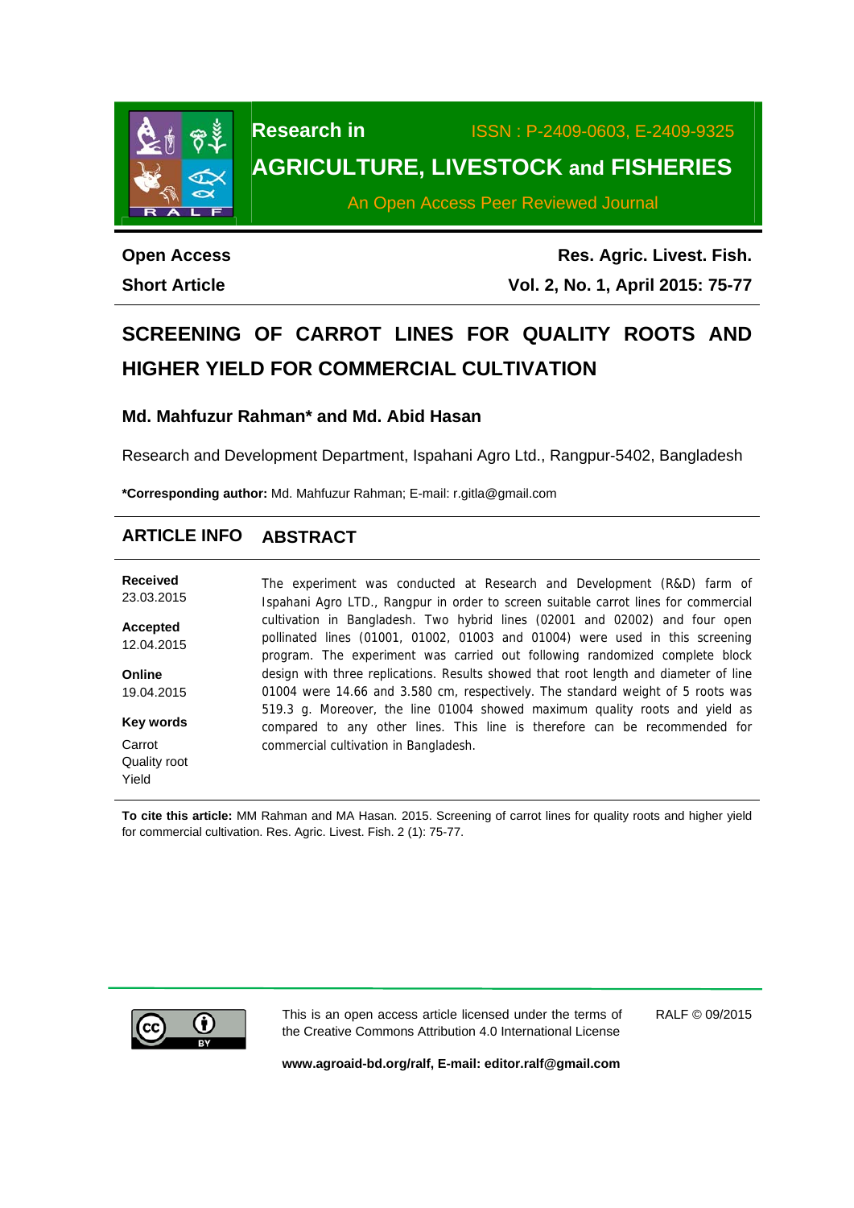# SCREENING OF CARROT LINES FOR QUALITY ROOTS AND HIGHER YIELD FOR COMMERCIAL CULTIVATION

### Md. Mahfuzur Rahman* and Md. Abid Hasan

Research and Development Department, Ispahani Agro Ltd., Rangpur-5402, Bangladesh

**\*Corresponding author:** Md. Mahfuzur Rahman; E-mail: r.gitla@gmail.com

Open Access

Short Article

## ARTICLE INFO

**Received**
23.03.2015

**Accepted**
12.04.2015

**Online**
19.04.2015

**Key words**
Carrot
Quality root
Yield

## ABSTRACT

The experiment was conducted at Research and Development (R&D) farm of Ispahani Agro LTD., Rangpur in order to screen suitable carrot lines for commercial cultivation in Bangladesh. Two hybrid lines (02001 and 02002) and four open pollinated lines (01001, 01002, 01003 and 01004) were used in this screening program. The experiment was carried out following randomized complete block design with three replications. Results showed that root length and diameter of line 01004 were 14.66 and 3.580 cm, respectively. The standard weight of 5 roots was 519.3 g. Moreover, the line 01004 showed maximum quality roots and yield as compared to any other lines. This line is therefore can be recommended for commercial cultivation in Bangladesh.

**To cite this article:** MM Rahman and MA Hasan. 2015. Screening of carrot lines for quality roots and higher yield for commercial cultivation. Res. Agric. Livest. Fish. 2 (1): 75-77.

This is an open access article licensed under the terms of the Creative Commons Attribution 4.0 International License

RALF © 09/2015

**www.agroaid-bd.org/ralf, E-mail: editor.ralf@gmail.com**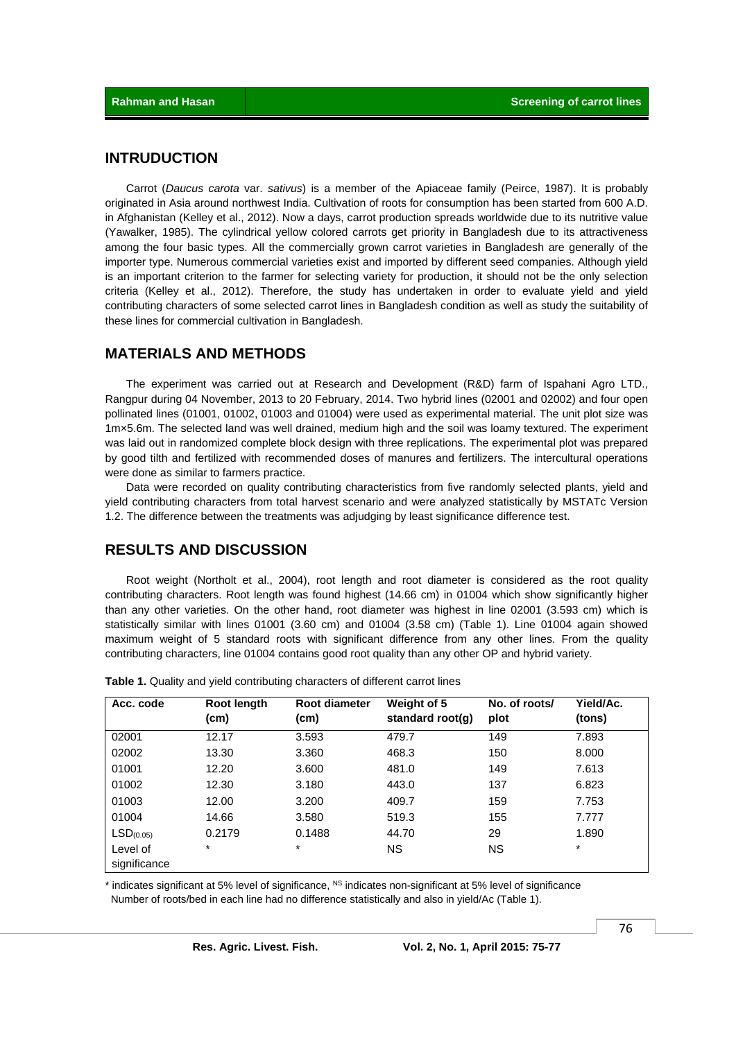## INTRUDUCTION

Carrot (*Daucus carota* var. *sativus*) is a member of the Apiaceae family (Peirce, 1987). It is probably originated in Asia around northwest India. Cultivation of roots for consumption has been started from 600 A.D. in Afghanistan (Kelley et al., 2012). Now a days, carrot production spreads worldwide due to its nutritive value (Yawalker, 1985). The cylindrical yellow colored carrots get priority in Bangladesh due to its attractiveness among the four basic types. All the commercially grown carrot varieties in Bangladesh are generally of the importer type. Numerous commercial varieties exist and imported by different seed companies. Although yield is an important criterion to the farmer for selecting variety for production, it should not be the only selection criteria (Kelley et al., 2012). Therefore, the study has undertaken in order to evaluate yield and yield contributing characters of some selected carrot lines in Bangladesh condition as well as study the suitability of these lines for commercial cultivation in Bangladesh.

## MATERIALS AND METHODS

The experiment was carried out at Research and Development (R&D) farm of Ispahani Agro LTD., Rangpur during 04 November, 2013 to 20 February, 2014. Two hybrid lines (02001 and 02002) and four open pollinated lines (01001, 01002, 01003 and 01004) were used as experimental material. The unit plot size was 1m×5.6m. The selected land was well drained, medium high and the soil was loamy textured. The experiment was laid out in randomized complete block design with three replications. The experimental plot was prepared by good tilth and fertilized with recommended doses of manures and fertilizers. The intercultural operations were done as similar to farmers practice.

Data were recorded on quality contributing characteristics from five randomly selected plants, yield and yield contributing characters from total harvest scenario and were analyzed statistically by MSTATc Version 1.2. The difference between the treatments was adjudging by least significance difference test.

## RESULTS AND DISCUSSION

Root weight (Northolt et al., 2004), root length and root diameter is considered as the root quality contributing characters. Root length was found highest (14.66 cm) in 01004 which show significantly higher than any other varieties. On the other hand, root diameter was highest in line 02001 (3.593 cm) which is statistically similar with lines 01001 (3.60 cm) and 01004 (3.58 cm) (Table 1). Line 01004 again showed maximum weight of 5 standard roots with significant difference from any other lines. From the quality contributing characters, line 01004 contains good root quality than any other OP and hybrid variety.

**Table 1.** Quality and yield contributing characters of different carrot lines

| Acc. code | Root length (cm) | Root diameter (cm) | Weight of 5 standard root(g) | No. of roots/ plot | Yield/Ac. (tons) |
|---|---|---|---|---|---|
| 02001 | 12.17 | 3.593 | 479.7 | 149 | 7.893 |
| 02002 | 13.30 | 3.360 | 468.3 | 150 | 8.000 |
| 01001 | 12.20 | 3.600 | 481.0 | 149 | 7.613 |
| 01002 | 12.30 | 3.180 | 443.0 | 137 | 6.823 |
| 01003 | 12.00 | 3.200 | 409.7 | 159 | 7.753 |
| 01004 | 14.66 | 3.580 | 519.3 | 155 | 7.777 |
| $LSD_{(0.05)}$ | 0.2179 | 0.1488 | 44.70 | 29 | 1.890 |
| Level of significance | * | * | NS | NS | * |

\* indicates significant at 5% level of significance, $^{NS}$ indicates non-significant at 5% level of significance

Number of roots/bed in each line had no difference statistically and also in yield/Ac (Table 1).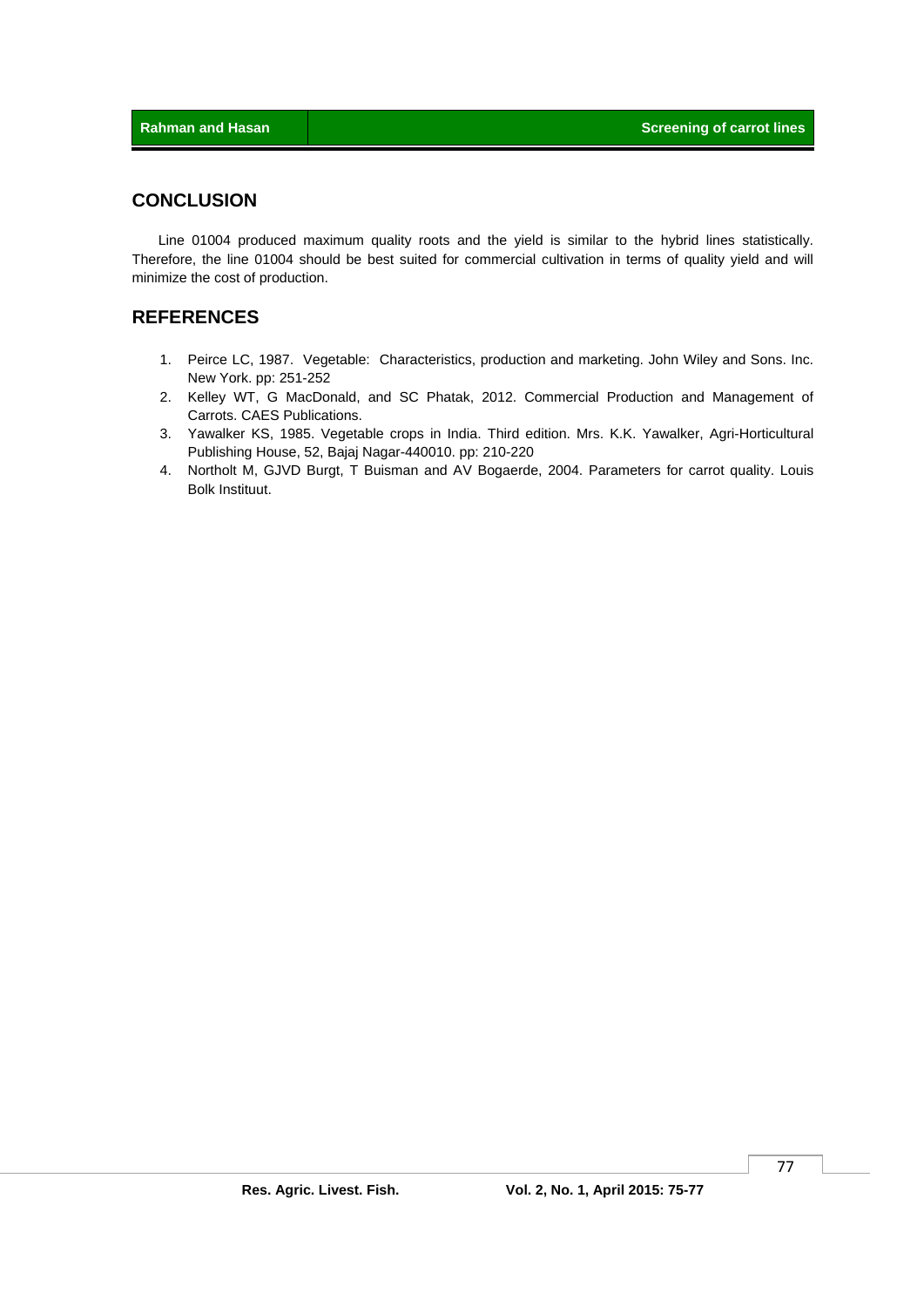## CONCLUSION

Line 01004 produced maximum quality roots and the yield is similar to the hybrid lines statistically. Therefore, the line 01004 should be best suited for commercial cultivation in terms of quality yield and will minimize the cost of production.

## REFERENCES

1. Peirce LC, 1987. Vegetable: Characteristics, production and marketing. John Wiley and Sons. Inc. New York. pp: 251-252
2. Kelley WT, G MacDonald, and SC Phatak, 2012. Commercial Production and Management of Carrots. CAES Publications.
3. Yawalker KS, 1985. Vegetable crops in India. Third edition. Mrs. K.K. Yawalker, Agri-Horticultural Publishing House, 52, Bajaj Nagar-440010. pp: 210-220
4. Northolt M, GJVD Burgt, T Buisman and AV Bogaerde, 2004. Parameters for carrot quality. Louis Bolk Instituut.